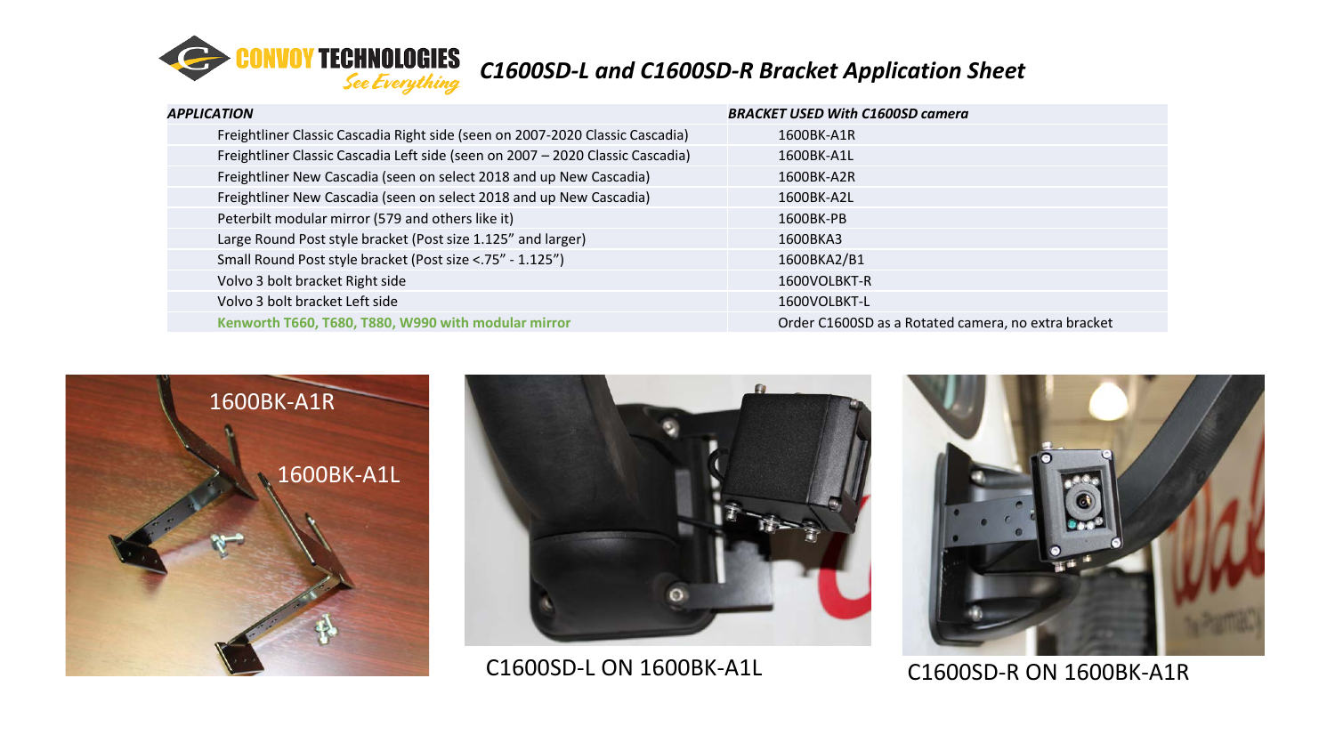CONVOY TECHNOLOGIES

*See Everything*

# *C1600SD-L and C1600SD-R Bracket Application Sheet*

| *APPLICATION* | *BRACKET USED With C1600SD camera* |
| --- | --- |
| Freightliner Classic Cascadia Right side (seen on 2007-2020 Classic Cascadia) | 1600BK-A1R |
| Freightliner Classic Cascadia Left side (seen on 2007 – 2020 Classic Cascadia) | 1600BK-A1L |
| Freightliner New Cascadia (seen on select 2018 and up New Cascadia) | 1600BK-A2R |
| Freightliner New Cascadia (seen on select 2018 and up New Cascadia) | 1600BK-A2L |
| Peterbilt modular mirror (579 and others like it) | 1600BK-PB |
| Large Round Post style bracket (Post size 1.125" and larger) | 1600BKA3 |
| Small Round Post style bracket (Post size <.75" - 1.125") | 1600BKA2/B1 |
| Volvo 3 bolt bracket Right side | 1600VOLBKT-R |
| Volvo 3 bolt bracket Left side | 1600VOLBKT-L |
| **Kenworth T660, T680, T880, W990 with modular mirror** | Order C1600SD as a Rotated camera, no extra bracket |

1600BK-A1R

1600BK-A1L

C1600SD-L ON 1600BK-A1L

C1600SD-R ON 1600BK-A1R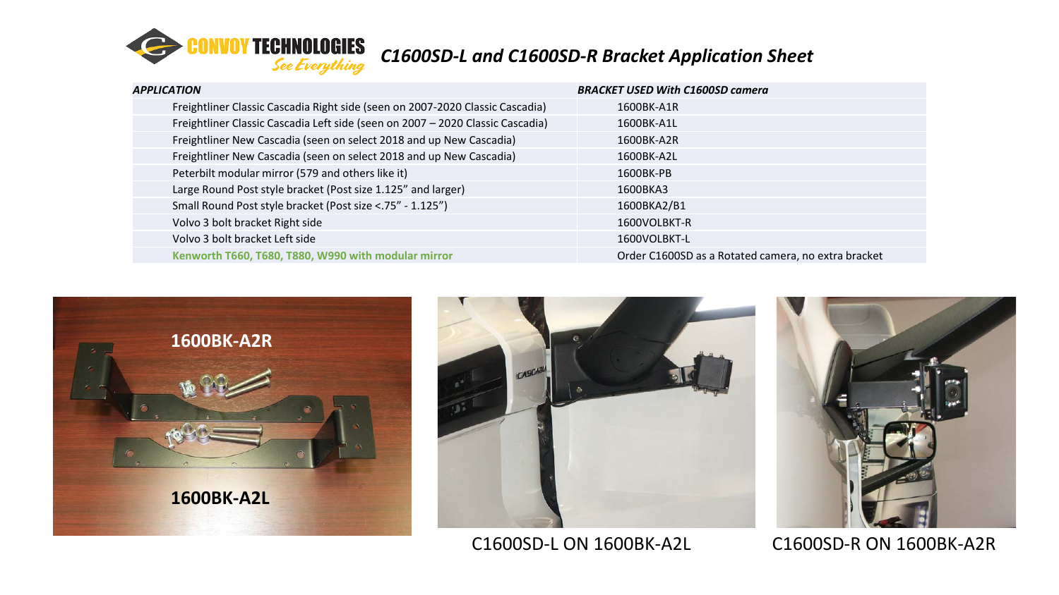# C1600SD-L and C1600SD-R Bracket Application Sheet

| *APPLICATION* | *BRACKET USED With C1600SD camera* |
|---|---|
| Freightliner Classic Cascadia Right side (seen on 2007-2020 Classic Cascadia) | 1600BK-A1R |
| Freightliner Classic Cascadia Left side (seen on 2007 – 2020 Classic Cascadia) | 1600BK-A1L |
| Freightliner New Cascadia (seen on select 2018 and up New Cascadia) | 1600BK-A2R |
| Freightliner New Cascadia (seen on select 2018 and up New Cascadia) | 1600BK-A2L |
| Peterbilt modular mirror (579 and others like it) | 1600BK-PB |
| Large Round Post style bracket (Post size 1.125" and larger) | 1600BKA3 |
| Small Round Post style bracket (Post size <.75" - 1.125") | 1600BKA2/B1 |
| Volvo 3 bolt bracket Right side | 1600VOLBKT-R |
| Volvo 3 bolt bracket Left side | 1600VOLBKT-L |
| **Kenworth T660, T680, T880, W990 with modular mirror** | Order C1600SD as a Rotated camera, no extra bracket |

1600BK-A2R

1600BK-A2L

C1600SD-L ON 1600BK-A2L

C1600SD-R ON 1600BK-A2R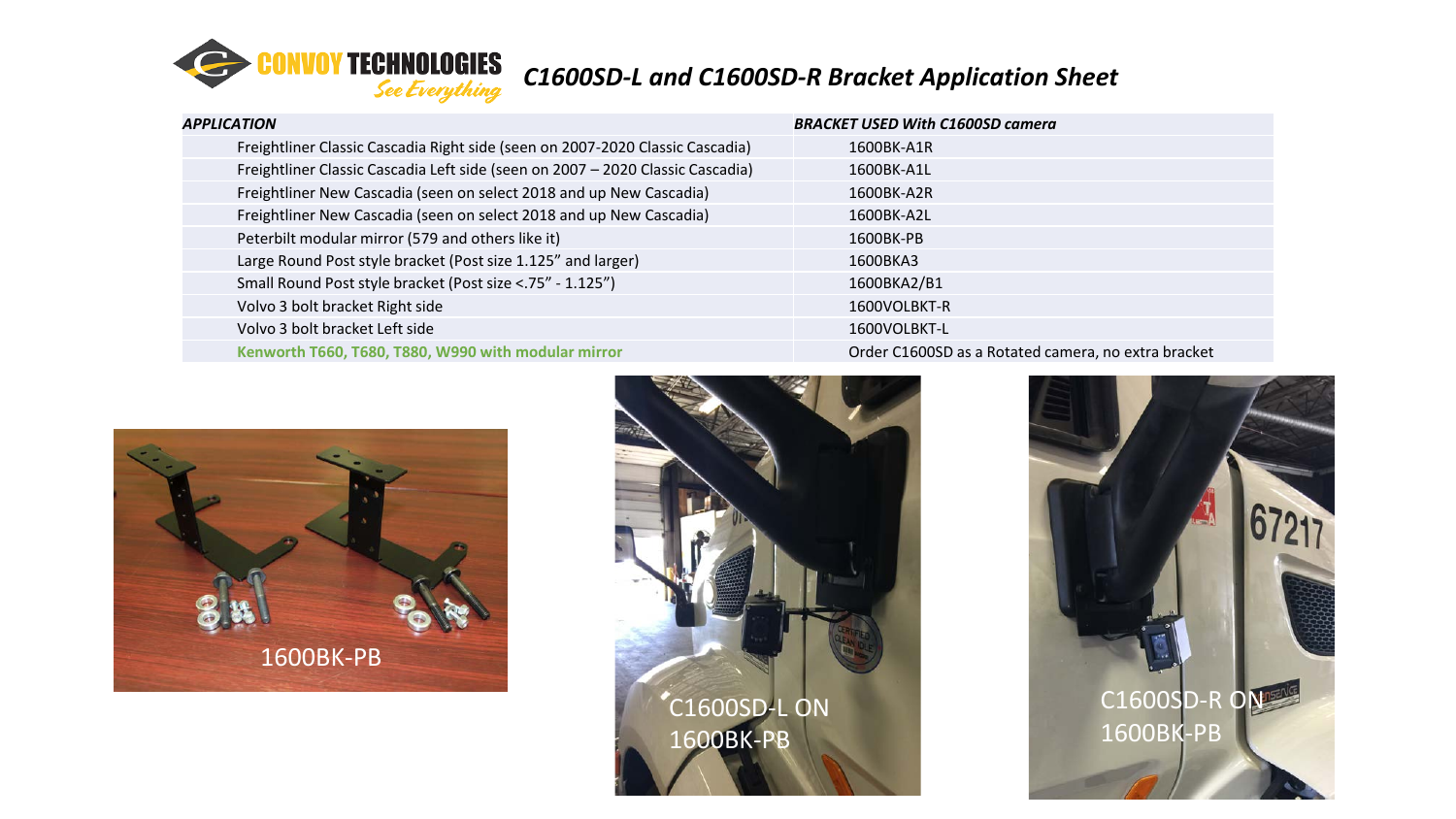# CONVOY TECHNOLOGIES *See Everything*

## *C1600SD-L and C1600SD-R Bracket Application Sheet*

| *APPLICATION* | *BRACKET USED With C1600SD camera* |
|---|---|
| Freightliner Classic Cascadia Right side (seen on 2007-2020 Classic Cascadia) | 1600BK-A1R |
| Freightliner Classic Cascadia Left side (seen on 2007 – 2020 Classic Cascadia) | 1600BK-A1L |
| Freightliner New Cascadia (seen on select 2018 and up New Cascadia) | 1600BK-A2R |
| Freightliner New Cascadia (seen on select 2018 and up New Cascadia) | 1600BK-A2L |
| Peterbilt modular mirror (579 and others like it) | 1600BK-PB |
| Large Round Post style bracket (Post size 1.125" and larger) | 1600BKA3 |
| Small Round Post style bracket (Post size <.75" - 1.125") | 1600BKA2/B1 |
| Volvo 3 bolt bracket Right side | 1600VOLBKT-R |
| Volvo 3 bolt bracket Left side | 1600VOLBKT-L |
| **Kenworth T660, T680, T880, W990 with modular mirror** | Order C1600SD as a Rotated camera, no extra bracket |

1600BK-PB

C1600SD-L ON 1600BK-PB

C1600SD-R ON 1600BK-PB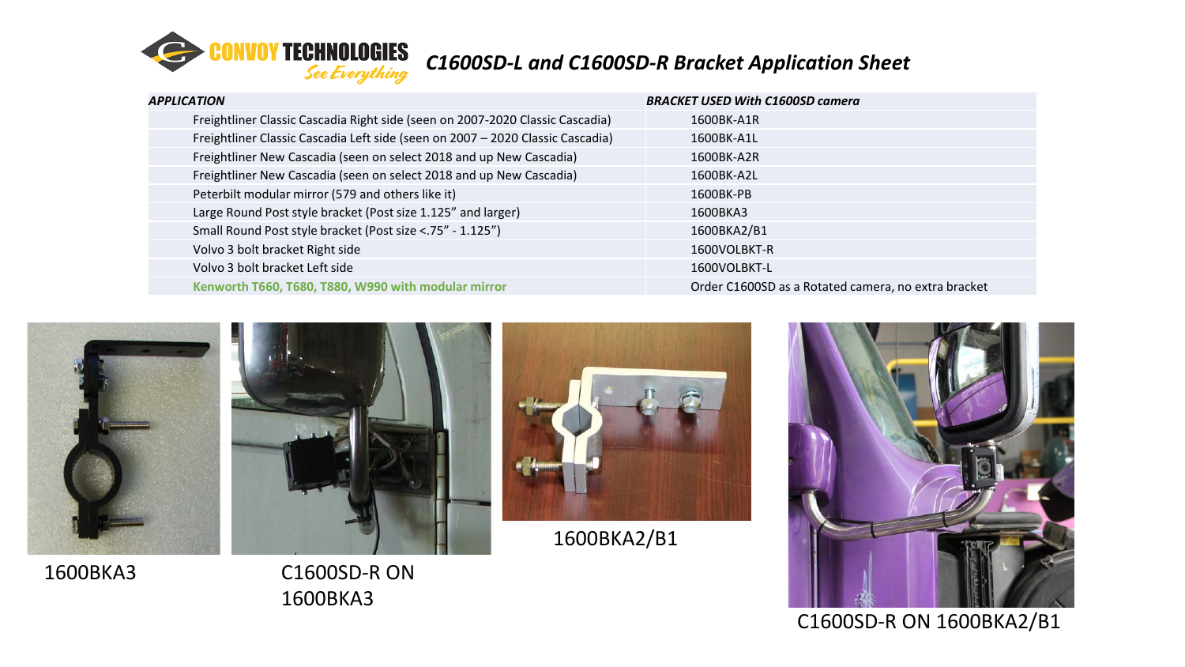# C1600SD-L and C1600SD-R Bracket Application Sheet

| *APPLICATION* | *BRACKET USED With C1600SD camera* |
|---|---|
| Freightliner Classic Cascadia Right side (seen on 2007-2020 Classic Cascadia) | 1600BK-A1R |
| Freightliner Classic Cascadia Left side (seen on 2007 – 2020 Classic Cascadia) | 1600BK-A1L |
| Freightliner New Cascadia (seen on select 2018 and up New Cascadia) | 1600BK-A2R |
| Freightliner New Cascadia (seen on select 2018 and up New Cascadia) | 1600BK-A2L |
| Peterbilt modular mirror (579 and others like it) | 1600BK-PB |
| Large Round Post style bracket (Post size 1.125" and larger) | 1600BKA3 |
| Small Round Post style bracket (Post size <.75" - 1.125") | 1600BKA2/B1 |
| Volvo 3 bolt bracket Right side | 1600VOLBKT-R |
| Volvo 3 bolt bracket Left side | 1600VOLBKT-L |
| **Kenworth T660, T680, T880, W990 with modular mirror** | Order C1600SD as a Rotated camera, no extra bracket |

1600BKA3

C1600SD-R ON 1600BKA3

1600BKA2/B1

C1600SD-R ON 1600BKA2/B1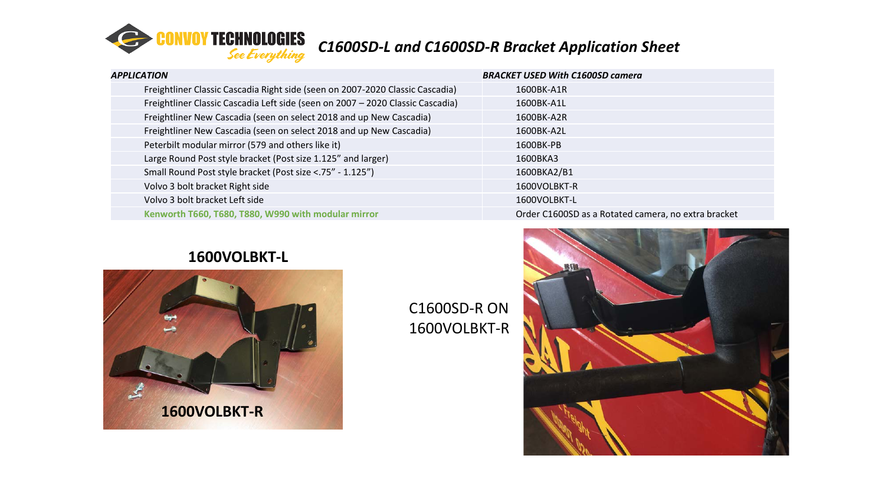# C1600SD-L and C1600SD-R Bracket Application Sheet

| *APPLICATION* | *BRACKET USED With C1600SD camera* |
| --- | --- |
| Freightliner Classic Cascadia Right side (seen on 2007-2020 Classic Cascadia) | 1600BK-A1R |
| Freightliner Classic Cascadia Left side (seen on 2007 – 2020 Classic Cascadia) | 1600BK-A1L |
| Freightliner New Cascadia (seen on select 2018 and up New Cascadia) | 1600BK-A2R |
| Freightliner New Cascadia (seen on select 2018 and up New Cascadia) | 1600BK-A2L |
| Peterbilt modular mirror (579 and others like it) | 1600BK-PB |
| Large Round Post style bracket (Post size 1.125" and larger) | 1600BKA3 |
| Small Round Post style bracket (Post size <.75" - 1.125") | 1600BKA2/B1 |
| Volvo 3 bolt bracket Right side | 1600VOLBKT-R |
| Volvo 3 bolt bracket Left side | 1600VOLBKT-L |
| **Kenworth T660, T680, T880, W990 with modular mirror** | Order C1600SD as a Rotated camera, no extra bracket |

**1600VOLBKT-L**

**1600VOLBKT-R**

C1600SD-R ON 1600VOLBKT-R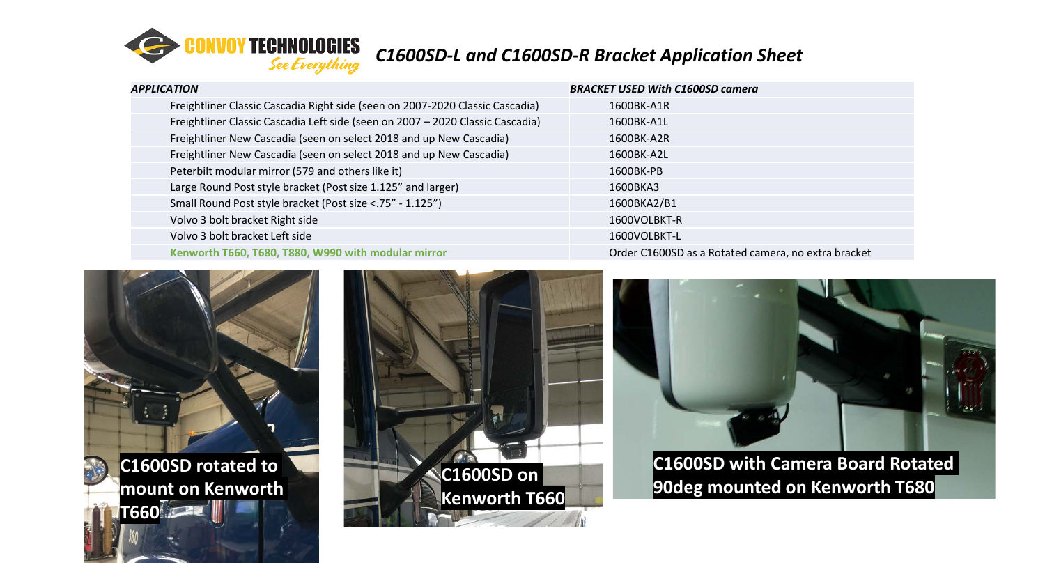CONVOY TECHNOLOGIES *See Everything*

# *C1600SD-L and C1600SD-R Bracket Application Sheet*

| *APPLICATION* | *BRACKET USED With C1600SD camera* |
|---|---|
| Freightliner Classic Cascadia Right side (seen on 2007-2020 Classic Cascadia) | 1600BK-A1R |
| Freightliner Classic Cascadia Left side (seen on 2007 – 2020 Classic Cascadia) | 1600BK-A1L |
| Freightliner New Cascadia (seen on select 2018 and up New Cascadia) | 1600BK-A2R |
| Freightliner New Cascadia (seen on select 2018 and up New Cascadia) | 1600BK-A2L |
| Peterbilt modular mirror (579 and others like it) | 1600BK-PB |
| Large Round Post style bracket (Post size 1.125" and larger) | 1600BKA3 |
| Small Round Post style bracket (Post size <.75" - 1.125") | 1600BKA2/B1 |
| Volvo 3 bolt bracket Right side | 1600VOLBKT-R |
| Volvo 3 bolt bracket Left side | 1600VOLBKT-L |
| **Kenworth T660, T680, T880, W990 with modular mirror** | Order C1600SD as a Rotated camera, no extra bracket |

**C1600SD rotated to mount on Kenworth T660**

**C1600SD on Kenworth T660**

**C1600SD with Camera Board Rotated 90deg mounted on Kenworth T680**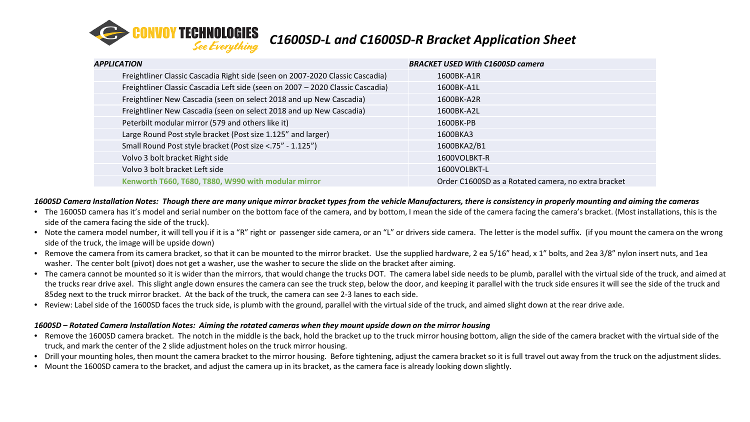# CONVOY TECHNOLOGIES *See Everything* — *C1600SD-L and C1600SD-R Bracket Application Sheet*

| *APPLICATION* | *BRACKET USED With C1600SD camera* |
| --- | --- |
| Freightliner Classic Cascadia Right side (seen on 2007-2020 Classic Cascadia) | 1600BK-A1R |
| Freightliner Classic Cascadia Left side (seen on 2007 – 2020 Classic Cascadia) | 1600BK-A1L |
| Freightliner New Cascadia (seen on select 2018 and up New Cascadia) | 1600BK-A2R |
| Freightliner New Cascadia (seen on select 2018 and up New Cascadia) | 1600BK-A2L |
| Peterbilt modular mirror (579 and others like it) | 1600BK-PB |
| Large Round Post style bracket (Post size 1.125” and larger) | 1600BKA3 |
| Small Round Post style bracket (Post size <.75” - 1.125”) | 1600BKA2/B1 |
| Volvo 3 bolt bracket Right side | 1600VOLBKT-R |
| Volvo 3 bolt bracket Left side | 1600VOLBKT-L |
| **Kenworth T660, T680, T880, W990 with modular mirror** | Order C1600SD as a Rotated camera, no extra bracket |

***1600SD Camera Installation Notes: Though there are many unique mirror bracket types from the vehicle Manufacturers, there is consistency in properly mounting and aiming the cameras***

- The 1600SD camera has it’s model and serial number on the bottom face of the camera, and by bottom, I mean the side of the camera facing the camera’s bracket. (Most installations, this is the side of the camera facing the side of the truck).
- Note the camera model number, it will tell you if it is a “R” right or passenger side camera, or an “L” or drivers side camera. The letter is the model suffix. (if you mount the camera on the wrong side of the truck, the image will be upside down)
- Remove the camera from its camera bracket, so that it can be mounted to the mirror bracket. Use the supplied hardware, 2 ea 5/16” head, x 1” bolts, and 2ea 3/8” nylon insert nuts, and 1ea washer. The center bolt (pivot) does not get a washer, use the washer to secure the slide on the bracket after aiming.
- The camera cannot be mounted so it is wider than the mirrors, that would change the trucks DOT. The camera label side needs to be plumb, parallel with the virtual side of the truck, and aimed at the trucks rear drive axel. This slight angle down ensures the camera can see the truck step, below the door, and keeping it parallel with the truck side ensures it will see the side of the truck and 85deg next to the truck mirror bracket. At the back of the truck, the camera can see 2-3 lanes to each side.
- Review: Label side of the 1600SD faces the truck side, is plumb with the ground, parallel with the virtual side of the truck, and aimed slight down at the rear drive axle.

***1600SD – Rotated Camera Installation Notes: Aiming the rotated cameras when they mount upside down on the mirror housing***

- Remove the 1600SD camera bracket. The notch in the middle is the back, hold the bracket up to the truck mirror housing bottom, align the side of the camera bracket with the virtual side of the truck, and mark the center of the 2 slide adjustment holes on the truck mirror housing.
- Drill your mounting holes, then mount the camera bracket to the mirror housing. Before tightening, adjust the camera bracket so it is full travel out away from the truck on the adjustment slides.
- Mount the 1600SD camera to the bracket, and adjust the camera up in its bracket, as the camera face is already looking down slightly.